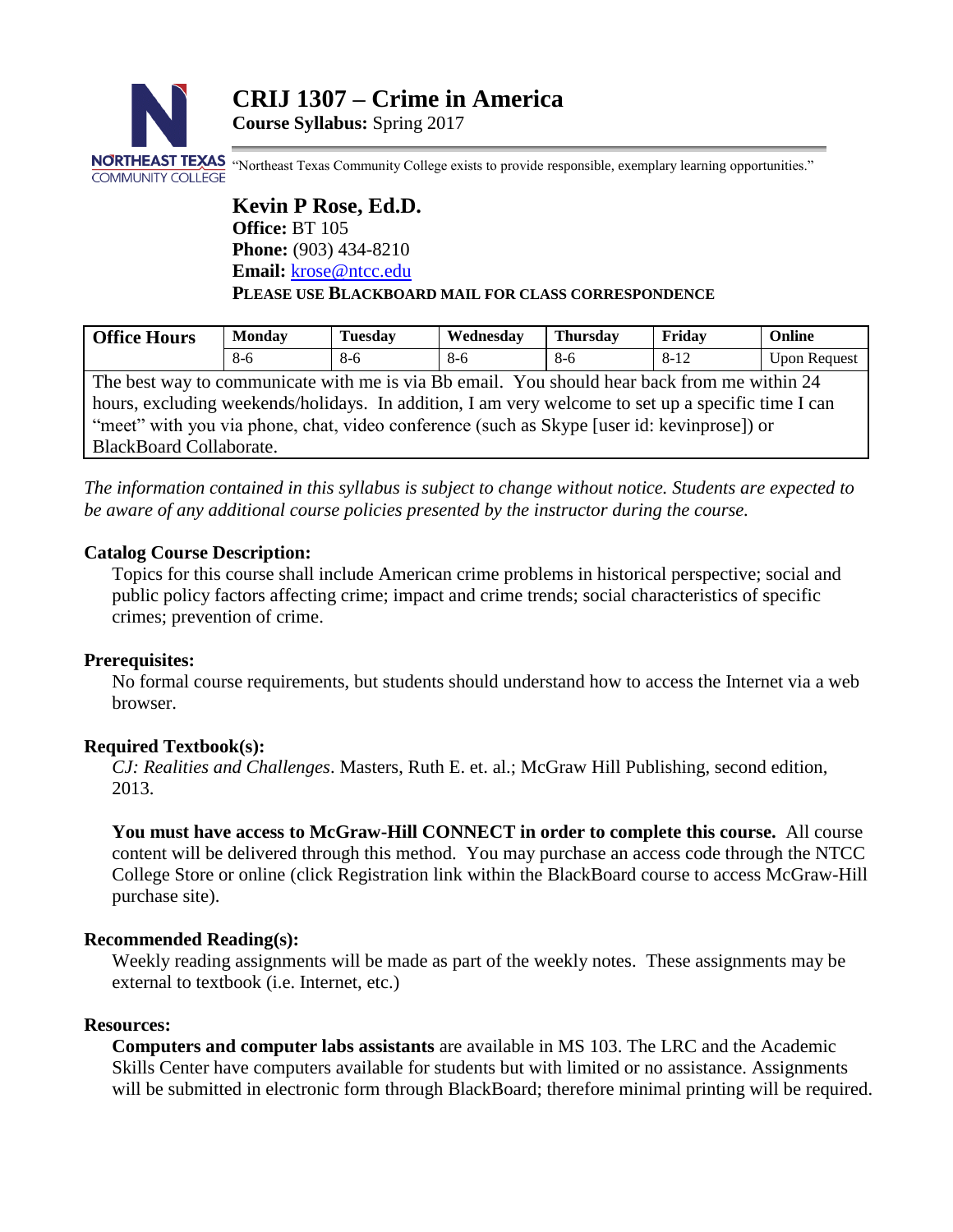# CRIJ 1307 – Crime in America

**Course Syllabus:** Spring 2017

NORTHEAST TEXAS COMMUNITY COLLEGE

"Northeast Texas Community College exists to provide responsible, exemplary learning opportunities."

## Kevin P Rose, Ed.D.

**Office:** BT 105
**Phone:** (903) 434-8210
**Email:** krose@ntcc.edu
**PLEASE USE BLACKBOARD MAIL FOR CLASS CORRESPONDENCE**

| Office Hours | Monday | Tuesday | Wednesday | Thursday | Friday | Online |
|---|---|---|---|---|---|---|
| | 8-6 | 8-6 | 8-6 | 8-6 | 8-12 | Upon Request |

The best way to communicate with me is via Bb email. You should hear back from me within 24 hours, excluding weekends/holidays. In addition, I am very welcome to set up a specific time I can "meet" with you via phone, chat, video conference (such as Skype [user id: kevinprose]) or BlackBoard Collaborate.

*The information contained in this syllabus is subject to change without notice. Students are expected to be aware of any additional course policies presented by the instructor during the course.*

### Catalog Course Description:

Topics for this course shall include American crime problems in historical perspective; social and public policy factors affecting crime; impact and crime trends; social characteristics of specific crimes; prevention of crime.

### Prerequisites:

No formal course requirements, but students should understand how to access the Internet via a web browser.

### Required Textbook(s):

*CJ: Realities and Challenges*. Masters, Ruth E. et. al.; McGraw Hill Publishing, second edition, 2013.

**You must have access to McGraw-Hill CONNECT in order to complete this course.** All course content will be delivered through this method. You may purchase an access code through the NTCC College Store or online (click Registration link within the BlackBoard course to access McGraw-Hill purchase site).

### Recommended Reading(s):

Weekly reading assignments will be made as part of the weekly notes. These assignments may be external to textbook (i.e. Internet, etc.)

### Resources:

**Computers and computer labs assistants** are available in MS 103. The LRC and the Academic Skills Center have computers available for students but with limited or no assistance. Assignments will be submitted in electronic form through BlackBoard; therefore minimal printing will be required.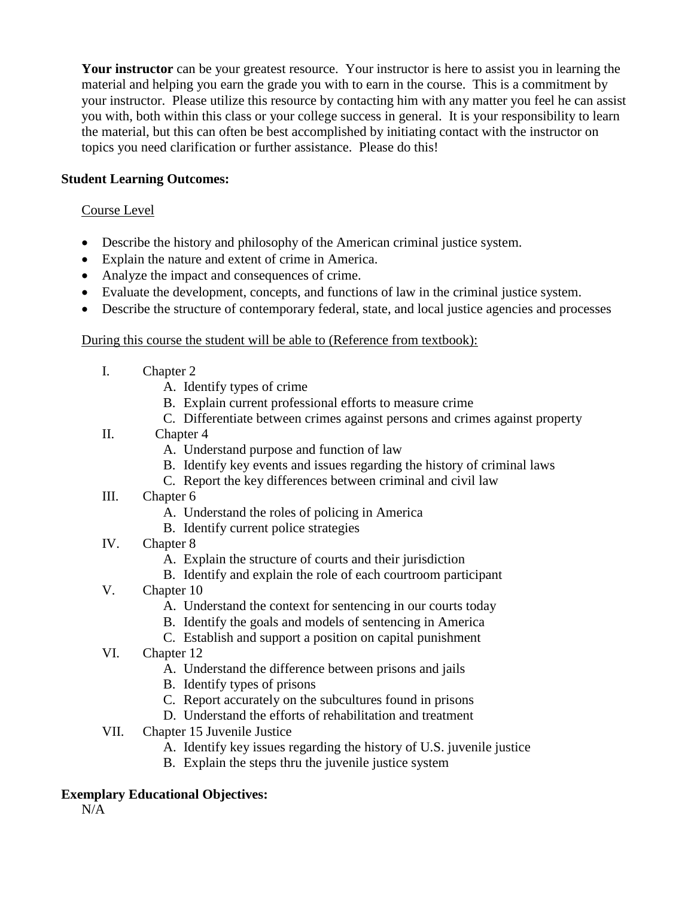**Your instructor** can be your greatest resource. Your instructor is here to assist you in learning the material and helping you earn the grade you with to earn in the course. This is a commitment by your instructor. Please utilize this resource by contacting him with any matter you feel he can assist you with, both within this class or your college success in general. It is your responsibility to learn the material, but this can often be best accomplished by initiating contact with the instructor on topics you need clarification or further assistance. Please do this!

**Student Learning Outcomes:**

Course Level

- Describe the history and philosophy of the American criminal justice system.
- Explain the nature and extent of crime in America.
- Analyze the impact and consequences of crime.
- Evaluate the development, concepts, and functions of law in the criminal justice system.
- Describe the structure of contemporary federal, state, and local justice agencies and processes

During this course the student will be able to (Reference from textbook):

I. Chapter 2
   A. Identify types of crime
   B. Explain current professional efforts to measure crime
   C. Differentiate between crimes against persons and crimes against property

II. Chapter 4
   A. Understand purpose and function of law
   B. Identify key events and issues regarding the history of criminal laws
   C. Report the key differences between criminal and civil law

III. Chapter 6
   A. Understand the roles of policing in America
   B. Identify current police strategies

IV. Chapter 8
   A. Explain the structure of courts and their jurisdiction
   B. Identify and explain the role of each courtroom participant

V. Chapter 10
   A. Understand the context for sentencing in our courts today
   B. Identify the goals and models of sentencing in America
   C. Establish and support a position on capital punishment

VI. Chapter 12
   A. Understand the difference between prisons and jails
   B. Identify types of prisons
   C. Report accurately on the subcultures found in prisons
   D. Understand the efforts of rehabilitation and treatment

VII. Chapter 15 Juvenile Justice
   A. Identify key issues regarding the history of U.S. juvenile justice
   B. Explain the steps thru the juvenile justice system

**Exemplary Educational Objectives:**

N/A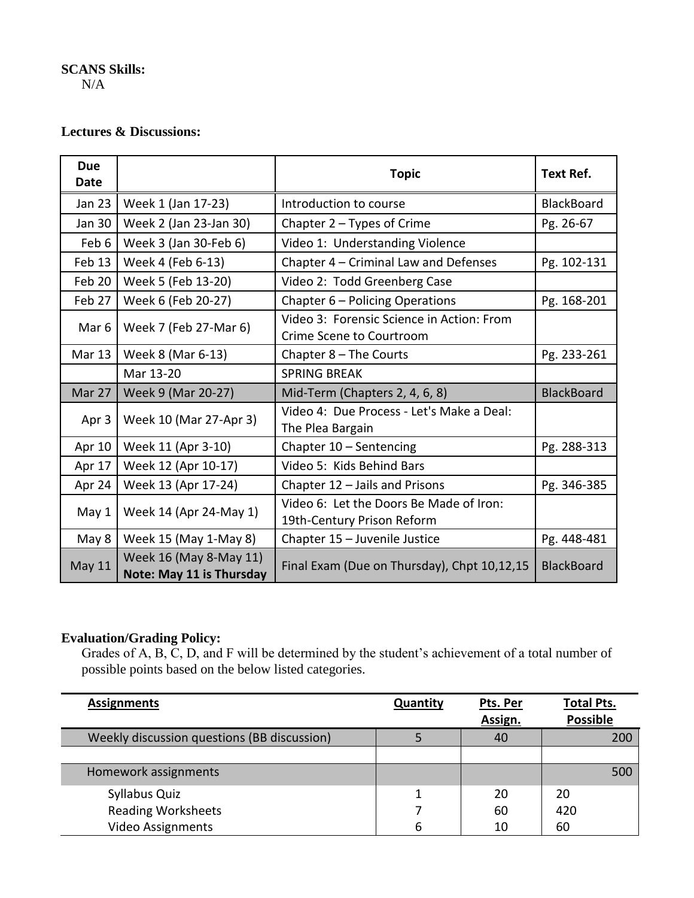**SCANS Skills:**

N/A

**Lectures & Discussions:**

| Due Date | | Topic | Text Ref. |
|---|---|---|---|
| Jan 23 | Week 1 (Jan 17-23) | Introduction to course | BlackBoard |
| Jan 30 | Week 2 (Jan 23-Jan 30) | Chapter 2 – Types of Crime | Pg. 26-67 |
| Feb 6 | Week 3 (Jan 30-Feb 6) | Video 1: Understanding Violence | |
| Feb 13 | Week 4 (Feb 6-13) | Chapter 4 – Criminal Law and Defenses | Pg. 102-131 |
| Feb 20 | Week 5 (Feb 13-20) | Video 2: Todd Greenberg Case | |
| Feb 27 | Week 6 (Feb 20-27) | Chapter 6 – Policing Operations | Pg. 168-201 |
| Mar 6 | Week 7 (Feb 27-Mar 6) | Video 3: Forensic Science in Action: From Crime Scene to Courtroom | |
| Mar 13 | Week 8 (Mar 6-13) | Chapter 8 – The Courts | Pg. 233-261 |
| | Mar 13-20 | SPRING BREAK | |
| Mar 27 | Week 9 (Mar 20-27) | Mid-Term (Chapters 2, 4, 6, 8) | BlackBoard |
| Apr 3 | Week 10 (Mar 27-Apr 3) | Video 4: Due Process - Let's Make a Deal: The Plea Bargain | |
| Apr 10 | Week 11 (Apr 3-10) | Chapter 10 – Sentencing | Pg. 288-313 |
| Apr 17 | Week 12 (Apr 10-17) | Video 5: Kids Behind Bars | |
| Apr 24 | Week 13 (Apr 17-24) | Chapter 12 – Jails and Prisons | Pg. 346-385 |
| May 1 | Week 14 (Apr 24-May 1) | Video 6: Let the Doors Be Made of Iron: 19th-Century Prison Reform | |
| May 8 | Week 15 (May 1-May 8) | Chapter 15 – Juvenile Justice | Pg. 448-481 |
| May 11 | Week 16 (May 8-May 11) **Note: May 11 is Thursday** | Final Exam (Due on Thursday), Chpt 10,12,15 | BlackBoard |

**Evaluation/Grading Policy:**

Grades of A, B, C, D, and F will be determined by the student's achievement of a total number of possible points based on the below listed categories.

| Assignments | Quantity | Pts. Per Assign. | Total Pts. Possible |
|---|---|---|---|
| Weekly discussion questions (BB discussion) | 5 | 40 | 200 |
| | | | |
| Homework assignments | | | 500 |
| Syllabus Quiz | 1 | 20 | 20 |
| Reading Worksheets | 7 | 60 | 420 |
| Video Assignments | 6 | 10 | 60 |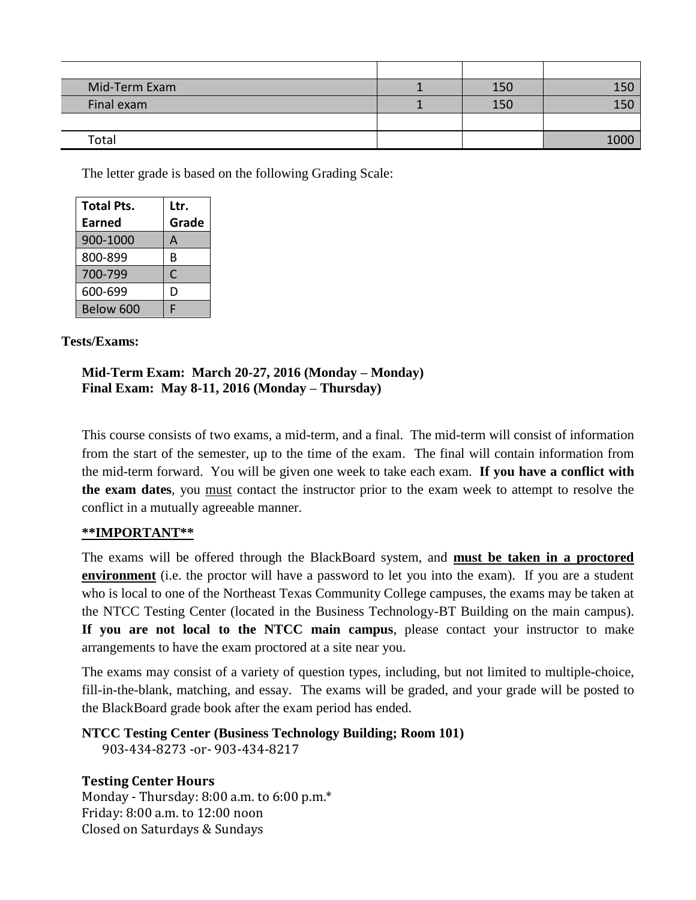| | | | |
|---|---|---|---|
| Mid-Term Exam | 1 | 150 | 150 |
| Final exam | 1 | 150 | 150 |
| | | | |
| Total | | | 1000 |

The letter grade is based on the following Grading Scale:

| Total Pts. Earned | Ltr. Grade |
|---|---|
| 900-1000 | A |
| 800-899 | B |
| 700-799 | C |
| 600-699 | D |
| Below 600 | F |

**Tests/Exams:**

**Mid-Term Exam: March 20-27, 2016 (Monday – Monday)**
**Final Exam: May 8-11, 2016 (Monday – Thursday)**

This course consists of two exams, a mid-term, and a final. The mid-term will consist of information from the start of the semester, up to the time of the exam. The final will contain information from the mid-term forward. You will be given one week to take each exam. **If you have a conflict with the exam dates**, you <u>must</u> contact the instructor prior to the exam week to attempt to resolve the conflict in a mutually agreeable manner.

**<u>**IMPORTANT**</u>**

The exams will be offered through the BlackBoard system, and **<u>must be taken in a proctored environment</u>** (i.e. the proctor will have a password to let you into the exam). If you are a student who is local to one of the Northeast Texas Community College campuses, the exams may be taken at the NTCC Testing Center (located in the Business Technology-BT Building on the main campus). **If you are not local to the NTCC main campus**, please contact your instructor to make arrangements to have the exam proctored at a site near you.

The exams may consist of a variety of question types, including, but not limited to multiple-choice, fill-in-the-blank, matching, and essay. The exams will be graded, and your grade will be posted to the BlackBoard grade book after the exam period has ended.

**NTCC Testing Center (Business Technology Building; Room 101)**
903-434-8273 -or- 903-434-8217

**Testing Center Hours**
Monday - Thursday: 8:00 a.m. to 6:00 p.m.*
Friday: 8:00 a.m. to 12:00 noon
Closed on Saturdays & Sundays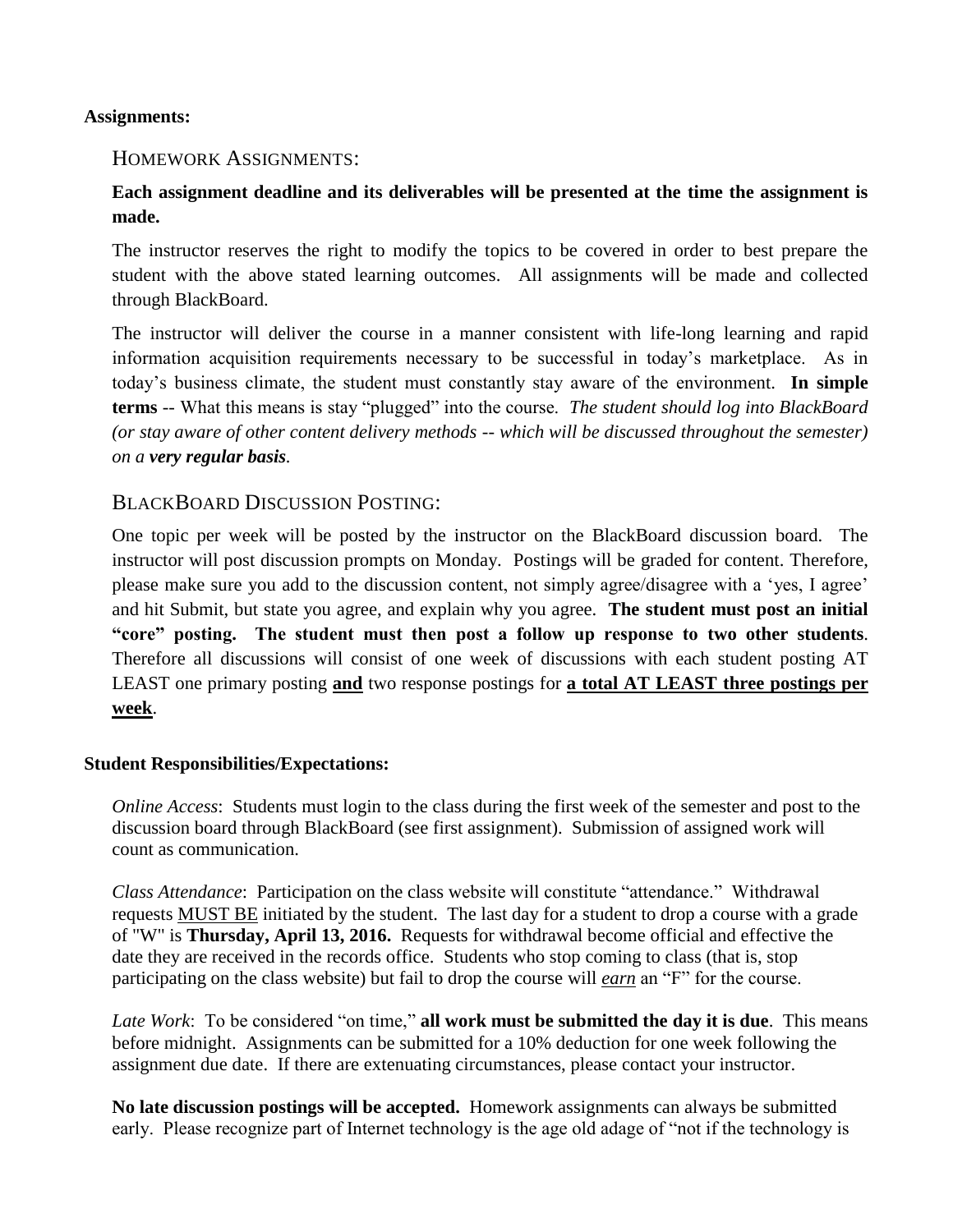**Assignments:**

## HOMEWORK ASSIGNMENTS:

**Each assignment deadline and its deliverables will be presented at the time the assignment is made.**

The instructor reserves the right to modify the topics to be covered in order to best prepare the student with the above stated learning outcomes. All assignments will be made and collected through BlackBoard.

The instructor will deliver the course in a manner consistent with life-long learning and rapid information acquisition requirements necessary to be successful in today's marketplace. As in today's business climate, the student must constantly stay aware of the environment. **In simple terms** -- What this means is stay "plugged" into the course. *The student should log into BlackBoard (or stay aware of other content delivery methods -- which will be discussed throughout the semester) on a **very regular basis**.*

## BLACKBOARD DISCUSSION POSTING:

One topic per week will be posted by the instructor on the BlackBoard discussion board. The instructor will post discussion prompts on Monday. Postings will be graded for content. Therefore, please make sure you add to the discussion content, not simply agree/disagree with a 'yes, I agree' and hit Submit, but state you agree, and explain why you agree. **The student must post an initial "core" posting. The student must then post a follow up response to two other students**. Therefore all discussions will consist of one week of discussions with each student posting AT LEAST one primary posting **<u>and</u>** two response postings for **<u>a total AT LEAST three postings per week</u>**.

**Student Responsibilities/Expectations:**

*Online Access*: Students must login to the class during the first week of the semester and post to the discussion board through BlackBoard (see first assignment). Submission of assigned work will count as communication.

*Class Attendance*: Participation on the class website will constitute "attendance." Withdrawal requests <u>MUST BE</u> initiated by the student. The last day for a student to drop a course with a grade of "W" is **Thursday, April 13, 2016.** Requests for withdrawal become official and effective the date they are received in the records office. Students who stop coming to class (that is, stop participating on the class website) but fail to drop the course will ***<u>earn</u>*** an "F" for the course.

*Late Work*: To be considered "on time," **all work must be submitted the day it is due**. This means before midnight. Assignments can be submitted for a 10% deduction for one week following the assignment due date. If there are extenuating circumstances, please contact your instructor.

**No late discussion postings will be accepted.** Homework assignments can always be submitted early. Please recognize part of Internet technology is the age old adage of "not if the technology is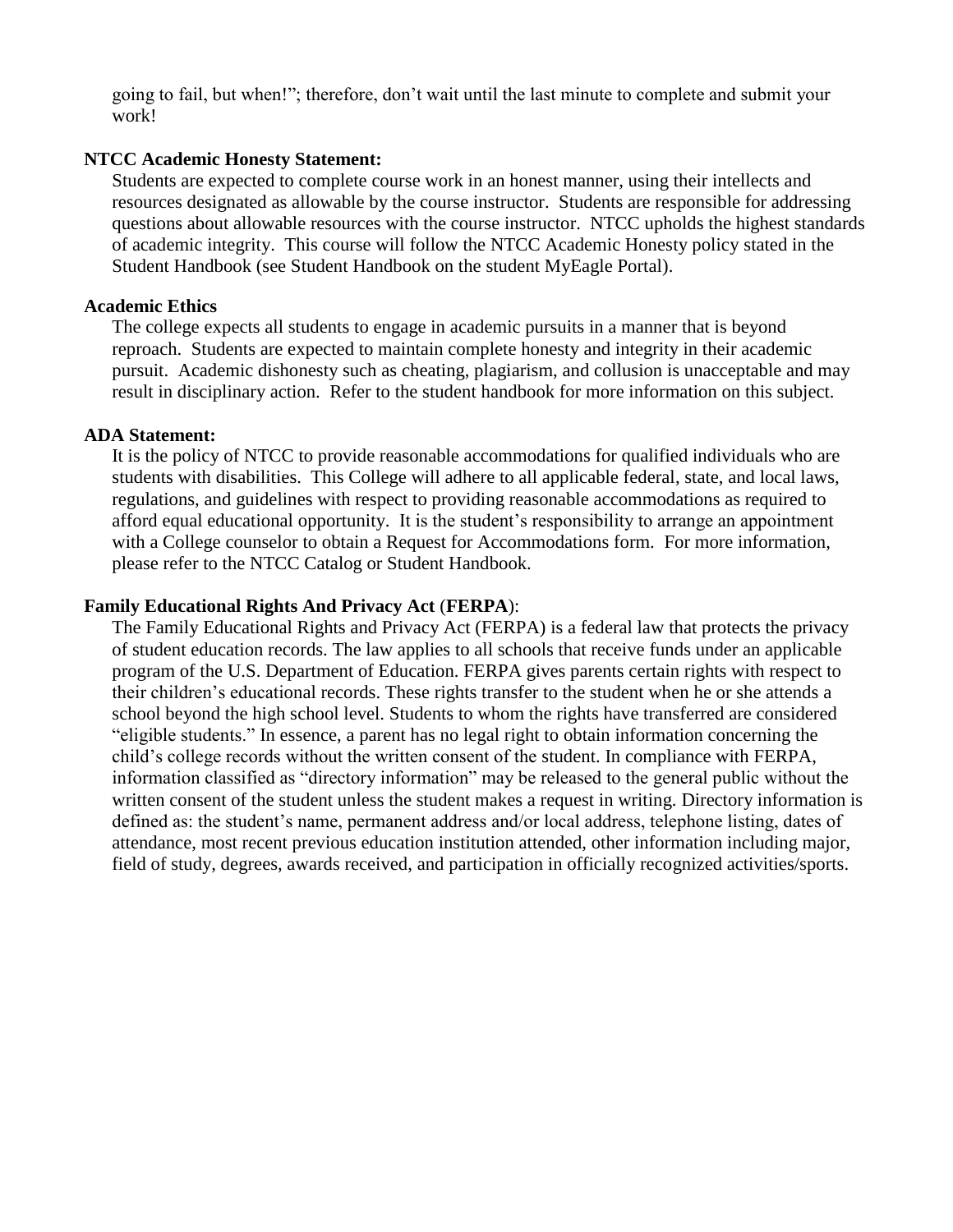going to fail, but when!"; therefore, don't wait until the last minute to complete and submit your work!

**NTCC Academic Honesty Statement:**

Students are expected to complete course work in an honest manner, using their intellects and resources designated as allowable by the course instructor. Students are responsible for addressing questions about allowable resources with the course instructor. NTCC upholds the highest standards of academic integrity. This course will follow the NTCC Academic Honesty policy stated in the Student Handbook (see Student Handbook on the student MyEagle Portal).

**Academic Ethics**

The college expects all students to engage in academic pursuits in a manner that is beyond reproach. Students are expected to maintain complete honesty and integrity in their academic pursuit. Academic dishonesty such as cheating, plagiarism, and collusion is unacceptable and may result in disciplinary action. Refer to the student handbook for more information on this subject.

**ADA Statement:**

It is the policy of NTCC to provide reasonable accommodations for qualified individuals who are students with disabilities. This College will adhere to all applicable federal, state, and local laws, regulations, and guidelines with respect to providing reasonable accommodations as required to afford equal educational opportunity. It is the student's responsibility to arrange an appointment with a College counselor to obtain a Request for Accommodations form. For more information, please refer to the NTCC Catalog or Student Handbook.

**Family Educational Rights And Privacy Act** (**FERPA**):

The Family Educational Rights and Privacy Act (FERPA) is a federal law that protects the privacy of student education records. The law applies to all schools that receive funds under an applicable program of the U.S. Department of Education. FERPA gives parents certain rights with respect to their children's educational records. These rights transfer to the student when he or she attends a school beyond the high school level. Students to whom the rights have transferred are considered "eligible students." In essence, a parent has no legal right to obtain information concerning the child's college records without the written consent of the student. In compliance with FERPA, information classified as "directory information" may be released to the general public without the written consent of the student unless the student makes a request in writing. Directory information is defined as: the student's name, permanent address and/or local address, telephone listing, dates of attendance, most recent previous education institution attended, other information including major, field of study, degrees, awards received, and participation in officially recognized activities/sports.